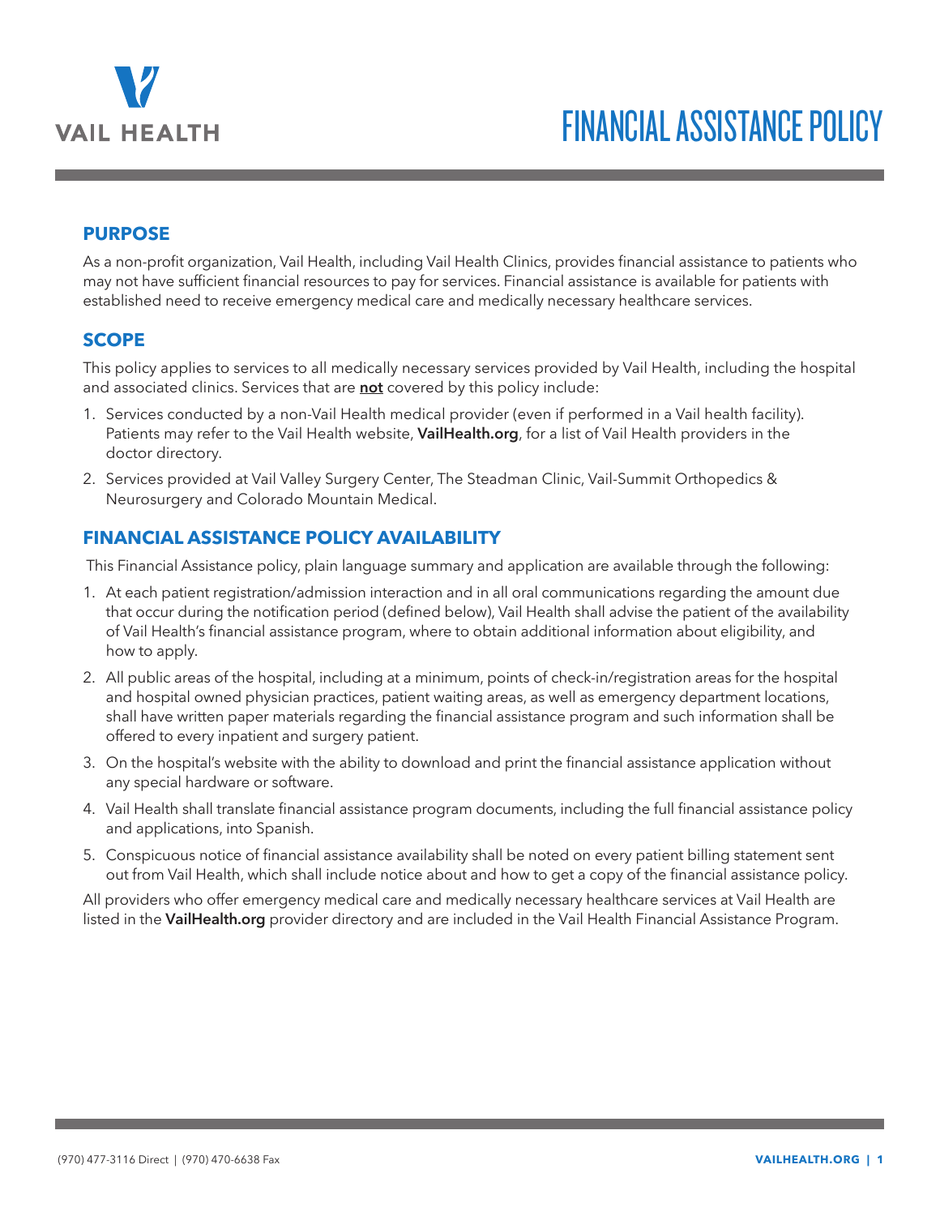# FINANCIAL ASSISTANCE POLICY

## PURPOSE

As a non-profit organization, Vail Health, including Vail Health Clinics, provides financial assistance to patients who may not have sufficient financial resources to pay for services. Financial assistance is available for patients with established need to receive emergency medical care and medically necessary healthcare services.

## SCOPE

This policy applies to services to all medically necessary services provided by Vail Health, including the hospital and associated clinics. Services that are **not** covered by this policy include:

1. Services conducted by a non-Vail Health medical provider (even if performed in a Vail health facility). Patients may refer to the Vail Health website, **VailHealth.org**, for a list of Vail Health providers in the doctor directory.
2. Services provided at Vail Valley Surgery Center, The Steadman Clinic, Vail-Summit Orthopedics & Neurosurgery and Colorado Mountain Medical.

## FINANCIAL ASSISTANCE POLICY AVAILABILITY

This Financial Assistance policy, plain language summary and application are available through the following:

1. At each patient registration/admission interaction and in all oral communications regarding the amount due that occur during the notification period (defined below), Vail Health shall advise the patient of the availability of Vail Health's financial assistance program, where to obtain additional information about eligibility, and how to apply.
2. All public areas of the hospital, including at a minimum, points of check-in/registration areas for the hospital and hospital owned physician practices, patient waiting areas, as well as emergency department locations, shall have written paper materials regarding the financial assistance program and such information shall be offered to every inpatient and surgery patient.
3. On the hospital's website with the ability to download and print the financial assistance application without any special hardware or software.
4. Vail Health shall translate financial assistance program documents, including the full financial assistance policy and applications, into Spanish.
5. Conspicuous notice of financial assistance availability shall be noted on every patient billing statement sent out from Vail Health, which shall include notice about and how to get a copy of the financial assistance policy.

All providers who offer emergency medical care and medically necessary healthcare services at Vail Health are listed in the **VailHealth.org** provider directory and are included in the Vail Health Financial Assistance Program.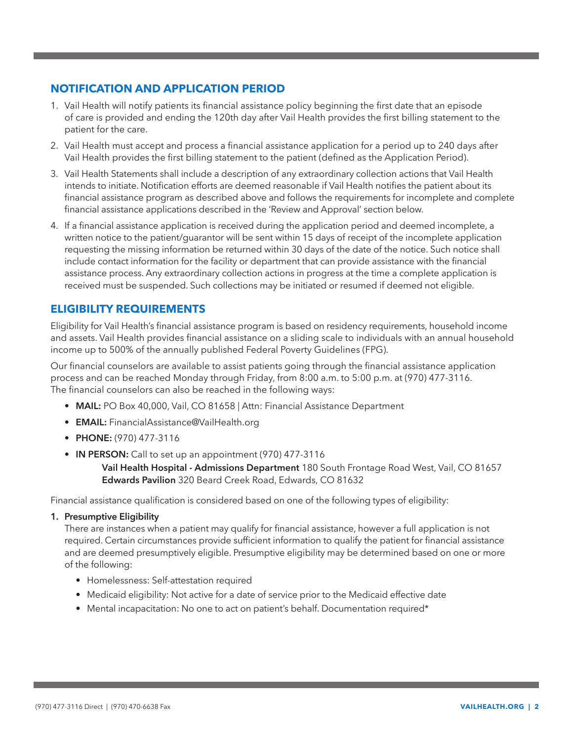## NOTIFICATION AND APPLICATION PERIOD

1. Vail Health will notify patients its financial assistance policy beginning the first date that an episode of care is provided and ending the 120th day after Vail Health provides the first billing statement to the patient for the care.
2. Vail Health must accept and process a financial assistance application for a period up to 240 days after Vail Health provides the first billing statement to the patient (defined as the Application Period).
3. Vail Health Statements shall include a description of any extraordinary collection actions that Vail Health intends to initiate. Notification efforts are deemed reasonable if Vail Health notifies the patient about its financial assistance program as described above and follows the requirements for incomplete and complete financial assistance applications described in the 'Review and Approval' section below.
4. If a financial assistance application is received during the application period and deemed incomplete, a written notice to the patient/guarantor will be sent within 15 days of receipt of the incomplete application requesting the missing information be returned within 30 days of the date of the notice. Such notice shall include contact information for the facility or department that can provide assistance with the financial assistance process. Any extraordinary collection actions in progress at the time a complete application is received must be suspended. Such collections may be initiated or resumed if deemed not eligible.

## ELIGIBILITY REQUIREMENTS

Eligibility for Vail Health's financial assistance program is based on residency requirements, household income and assets. Vail Health provides financial assistance on a sliding scale to individuals with an annual household income up to 500% of the annually published Federal Poverty Guidelines (FPG).

Our financial counselors are available to assist patients going through the financial assistance application process and can be reached Monday through Friday, from 8:00 a.m. to 5:00 p.m. at (970) 477-3116. The financial counselors can also be reached in the following ways:

- **MAIL:** PO Box 40,000, Vail, CO 81658 | Attn: Financial Assistance Department
- **EMAIL:** FinancialAssistance@VailHealth.org
- **PHONE:** (970) 477-3116
- **IN PERSON:** Call to set up an appointment (970) 477-3116
  **Vail Health Hospital - Admissions Department** 180 South Frontage Road West, Vail, CO 81657
  **Edwards Pavilion** 320 Beard Creek Road, Edwards, CO 81632

Financial assistance qualification is considered based on one of the following types of eligibility:

1. **Presumptive Eligibility**

   There are instances when a patient may qualify for financial assistance, however a full application is not required. Certain circumstances provide sufficient information to qualify the patient for financial assistance and are deemed presumptively eligible. Presumptive eligibility may be determined based on one or more of the following:

   - Homelessness: Self-attestation required
   - Medicaid eligibility: Not active for a date of service prior to the Medicaid effective date
   - Mental incapacitation: No one to act on patient's behalf. Documentation required*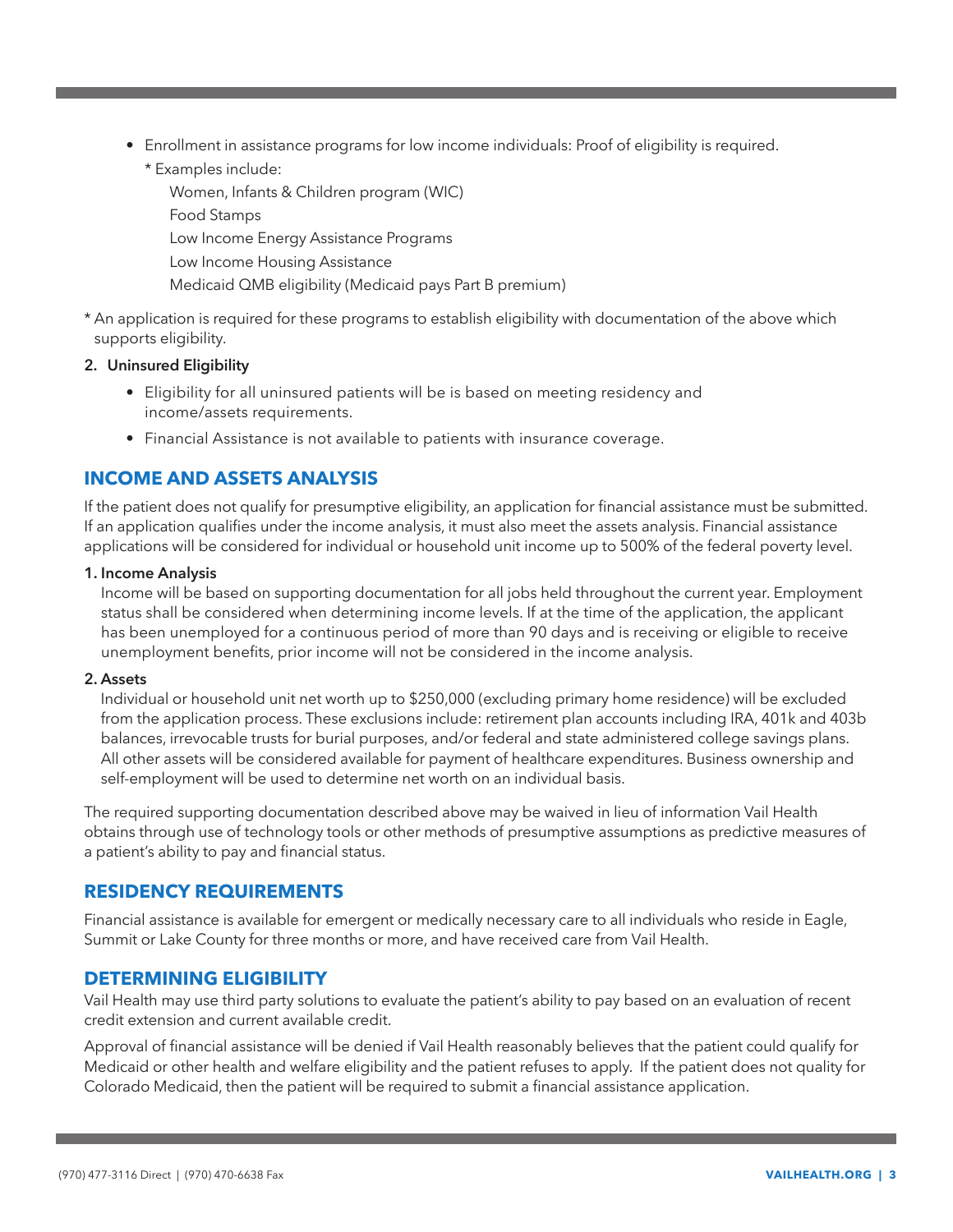- Enrollment in assistance programs for low income individuals: Proof of eligibility is required.

  * Examples include:

    Women, Infants & Children program (WIC)

    Food Stamps

    Low Income Energy Assistance Programs

    Low Income Housing Assistance

    Medicaid QMB eligibility (Medicaid pays Part B premium)

* An application is required for these programs to establish eligibility with documentation of the above which supports eligibility.

**2. Uninsured Eligibility**

- Eligibility for all uninsured patients will be is based on meeting residency and income/assets requirements.
- Financial Assistance is not available to patients with insurance coverage.

## INCOME AND ASSETS ANALYSIS

If the patient does not qualify for presumptive eligibility, an application for financial assistance must be submitted. If an application qualifies under the income analysis, it must also meet the assets analysis. Financial assistance applications will be considered for individual or household unit income up to 500% of the federal poverty level.

**1. Income Analysis**

Income will be based on supporting documentation for all jobs held throughout the current year. Employment status shall be considered when determining income levels. If at the time of the application, the applicant has been unemployed for a continuous period of more than 90 days and is receiving or eligible to receive unemployment benefits, prior income will not be considered in the income analysis.

**2. Assets**

Individual or household unit net worth up to $250,000 (excluding primary home residence) will be excluded from the application process. These exclusions include: retirement plan accounts including IRA, 401k and 403b balances, irrevocable trusts for burial purposes, and/or federal and state administered college savings plans. All other assets will be considered available for payment of healthcare expenditures. Business ownership and self-employment will be used to determine net worth on an individual basis.

The required supporting documentation described above may be waived in lieu of information Vail Health obtains through use of technology tools or other methods of presumptive assumptions as predictive measures of a patient's ability to pay and financial status.

## RESIDENCY REQUIREMENTS

Financial assistance is available for emergent or medically necessary care to all individuals who reside in Eagle, Summit or Lake County for three months or more, and have received care from Vail Health.

## DETERMINING ELIGIBILITY

Vail Health may use third party solutions to evaluate the patient's ability to pay based on an evaluation of recent credit extension and current available credit.

Approval of financial assistance will be denied if Vail Health reasonably believes that the patient could qualify for Medicaid or other health and welfare eligibility and the patient refuses to apply. If the patient does not quality for Colorado Medicaid, then the patient will be required to submit a financial assistance application.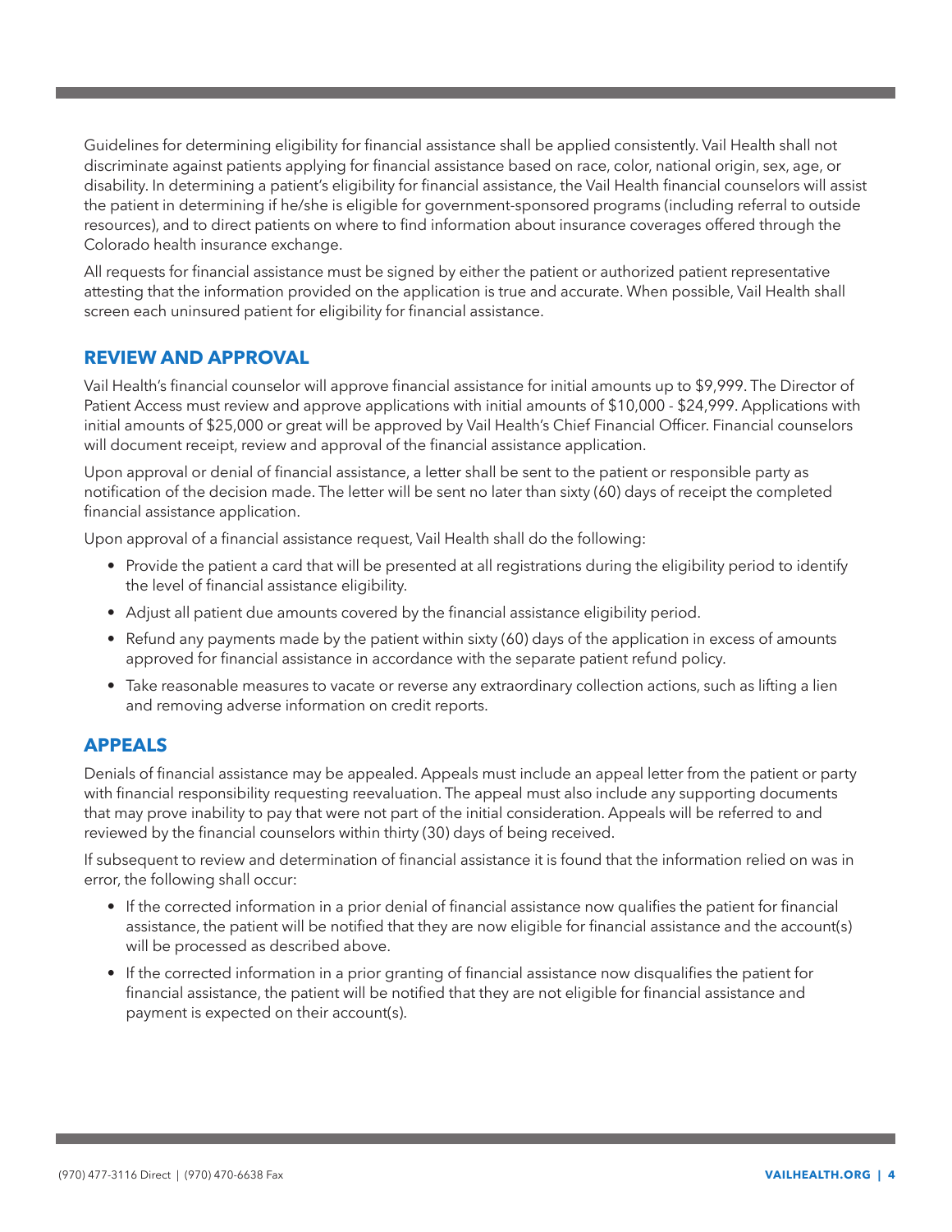Guidelines for determining eligibility for financial assistance shall be applied consistently. Vail Health shall not discriminate against patients applying for financial assistance based on race, color, national origin, sex, age, or disability. In determining a patient's eligibility for financial assistance, the Vail Health financial counselors will assist the patient in determining if he/she is eligible for government-sponsored programs (including referral to outside resources), and to direct patients on where to find information about insurance coverages offered through the Colorado health insurance exchange.

All requests for financial assistance must be signed by either the patient or authorized patient representative attesting that the information provided on the application is true and accurate. When possible, Vail Health shall screen each uninsured patient for eligibility for financial assistance.

## REVIEW AND APPROVAL

Vail Health's financial counselor will approve financial assistance for initial amounts up to $9,999. The Director of Patient Access must review and approve applications with initial amounts of $10,000 - $24,999. Applications with initial amounts of $25,000 or great will be approved by Vail Health's Chief Financial Officer. Financial counselors will document receipt, review and approval of the financial assistance application.

Upon approval or denial of financial assistance, a letter shall be sent to the patient or responsible party as notification of the decision made. The letter will be sent no later than sixty (60) days of receipt the completed financial assistance application.

Upon approval of a financial assistance request, Vail Health shall do the following:

- Provide the patient a card that will be presented at all registrations during the eligibility period to identify the level of financial assistance eligibility.
- Adjust all patient due amounts covered by the financial assistance eligibility period.
- Refund any payments made by the patient within sixty (60) days of the application in excess of amounts approved for financial assistance in accordance with the separate patient refund policy.
- Take reasonable measures to vacate or reverse any extraordinary collection actions, such as lifting a lien and removing adverse information on credit reports.

## APPEALS

Denials of financial assistance may be appealed. Appeals must include an appeal letter from the patient or party with financial responsibility requesting reevaluation. The appeal must also include any supporting documents that may prove inability to pay that were not part of the initial consideration. Appeals will be referred to and reviewed by the financial counselors within thirty (30) days of being received.

If subsequent to review and determination of financial assistance it is found that the information relied on was in error, the following shall occur:

- If the corrected information in a prior denial of financial assistance now qualifies the patient for financial assistance, the patient will be notified that they are now eligible for financial assistance and the account(s) will be processed as described above.
- If the corrected information in a prior granting of financial assistance now disqualifies the patient for financial assistance, the patient will be notified that they are not eligible for financial assistance and payment is expected on their account(s).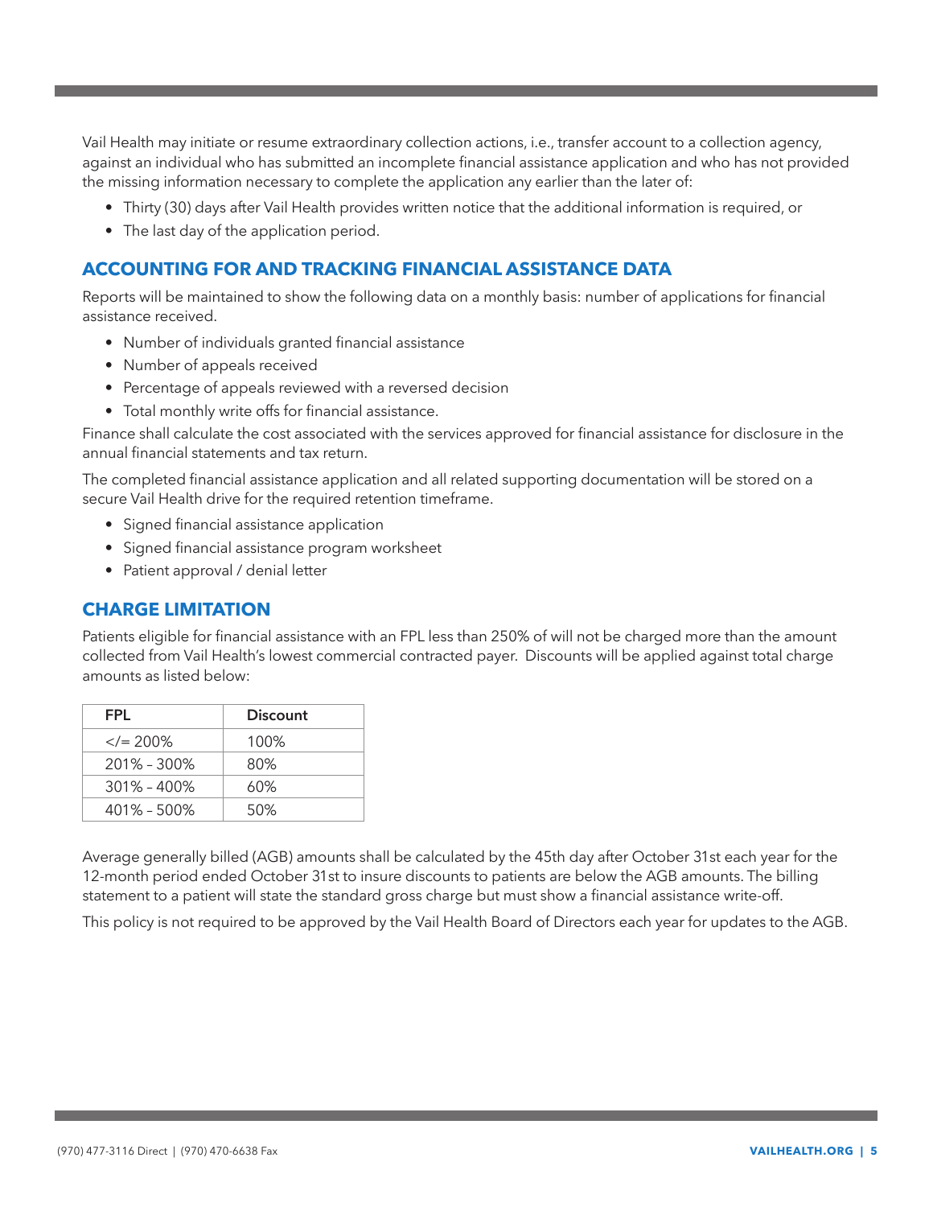Vail Health may initiate or resume extraordinary collection actions, i.e., transfer account to a collection agency, against an individual who has submitted an incomplete financial assistance application and who has not provided the missing information necessary to complete the application any earlier than the later of:

- Thirty (30) days after Vail Health provides written notice that the additional information is required, or
- The last day of the application period.

## ACCOUNTING FOR AND TRACKING FINANCIAL ASSISTANCE DATA

Reports will be maintained to show the following data on a monthly basis: number of applications for financial assistance received.

- Number of individuals granted financial assistance
- Number of appeals received
- Percentage of appeals reviewed with a reversed decision
- Total monthly write offs for financial assistance.

Finance shall calculate the cost associated with the services approved for financial assistance for disclosure in the annual financial statements and tax return.

The completed financial assistance application and all related supporting documentation will be stored on a secure Vail Health drive for the required retention timeframe.

- Signed financial assistance application
- Signed financial assistance program worksheet
- Patient approval / denial letter

## CHARGE LIMITATION

Patients eligible for financial assistance with an FPL less than 250% of will not be charged more than the amount collected from Vail Health's lowest commercial contracted payer.  Discounts will be applied against total charge amounts as listed below:

| FPL | Discount |
|---|---|
| </= 200% | 100% |
| 201% – 300% | 80% |
| 301% – 400% | 60% |
| 401% – 500% | 50% |

Average generally billed (AGB) amounts shall be calculated by the 45th day after October 31st each year for the 12-month period ended October 31st to insure discounts to patients are below the AGB amounts. The billing statement to a patient will state the standard gross charge but must show a financial assistance write-off.

This policy is not required to be approved by the Vail Health Board of Directors each year for updates to the AGB.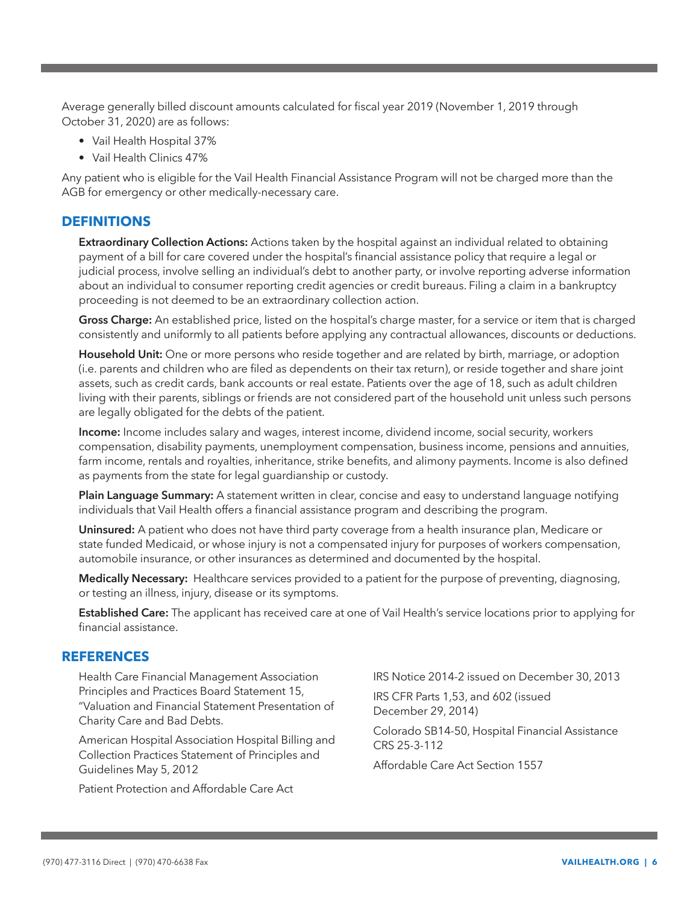Average generally billed discount amounts calculated for fiscal year 2019 (November 1, 2019 through October 31, 2020) are as follows:

- Vail Health Hospital 37%
- Vail Health Clinics 47%

Any patient who is eligible for the Vail Health Financial Assistance Program will not be charged more than the AGB for emergency or other medically-necessary care.

## DEFINITIONS

**Extraordinary Collection Actions:** Actions taken by the hospital against an individual related to obtaining payment of a bill for care covered under the hospital's financial assistance policy that require a legal or judicial process, involve selling an individual's debt to another party, or involve reporting adverse information about an individual to consumer reporting credit agencies or credit bureaus. Filing a claim in a bankruptcy proceeding is not deemed to be an extraordinary collection action.

**Gross Charge:** An established price, listed on the hospital's charge master, for a service or item that is charged consistently and uniformly to all patients before applying any contractual allowances, discounts or deductions.

**Household Unit:** One or more persons who reside together and are related by birth, marriage, or adoption (i.e. parents and children who are filed as dependents on their tax return), or reside together and share joint assets, such as credit cards, bank accounts or real estate. Patients over the age of 18, such as adult children living with their parents, siblings or friends are not considered part of the household unit unless such persons are legally obligated for the debts of the patient.

**Income:** Income includes salary and wages, interest income, dividend income, social security, workers compensation, disability payments, unemployment compensation, business income, pensions and annuities, farm income, rentals and royalties, inheritance, strike benefits, and alimony payments. Income is also defined as payments from the state for legal guardianship or custody.

**Plain Language Summary:** A statement written in clear, concise and easy to understand language notifying individuals that Vail Health offers a financial assistance program and describing the program.

**Uninsured:** A patient who does not have third party coverage from a health insurance plan, Medicare or state funded Medicaid, or whose injury is not a compensated injury for purposes of workers compensation, automobile insurance, or other insurances as determined and documented by the hospital.

**Medically Necessary:** Healthcare services provided to a patient for the purpose of preventing, diagnosing, or testing an illness, injury, disease or its symptoms.

**Established Care:** The applicant has received care at one of Vail Health's service locations prior to applying for financial assistance.

## REFERENCES

Health Care Financial Management Association Principles and Practices Board Statement 15, "Valuation and Financial Statement Presentation of Charity Care and Bad Debts.

American Hospital Association Hospital Billing and Collection Practices Statement of Principles and Guidelines May 5, 2012

Patient Protection and Affordable Care Act

IRS Notice 2014-2 issued on December 30, 2013

IRS CFR Parts 1,53, and 602 (issued December 29, 2014)

Colorado SB14-50, Hospital Financial Assistance CRS 25-3-112

Affordable Care Act Section 1557

(970) 477-3116 Direct | (970) 470-6638 Fax